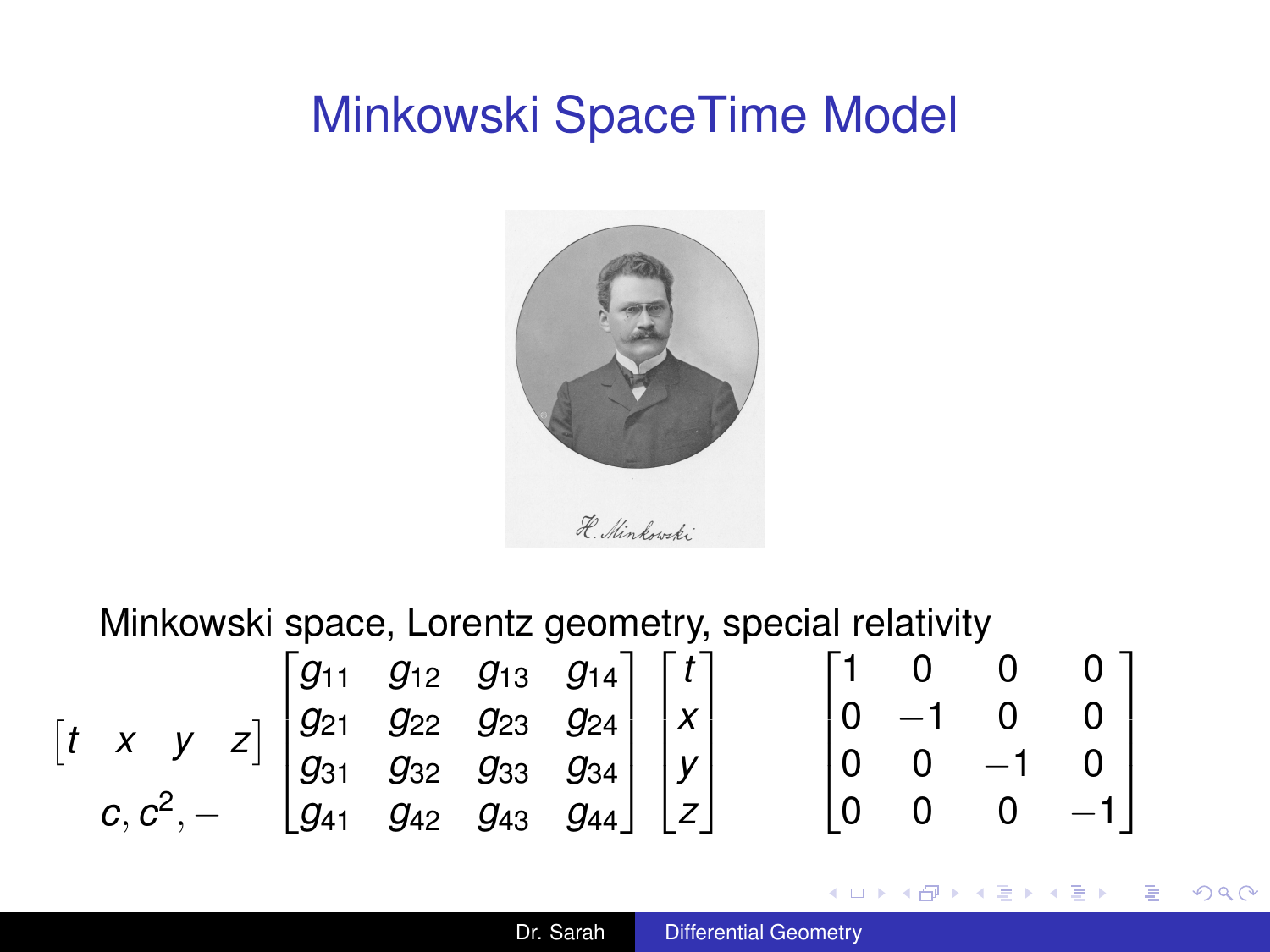# Minkowski SpaceTime Model

Minkowski space, Lorentz geometry, special relativity

$$\begin{bmatrix} t & x & y & z \end{bmatrix} \begin{bmatrix} g_{11} & g_{12} & g_{13} & g_{14} \\ g_{21} & g_{22} & g_{23} & g_{24} \\ g_{31} & g_{32} & g_{33} & g_{34} \\ g_{41} & g_{42} & g_{43} & g_{44} \end{bmatrix} \begin{bmatrix} t \\ x \\ y \\ z \end{bmatrix} \qquad \begin{bmatrix} 1 & 0 & 0 & 0 \\ 0 & -1 & 0 & 0 \\ 0 & 0 & -1 & 0 \\ 0 & 0 & 0 & -1 \end{bmatrix}$$

$c, c^2, -$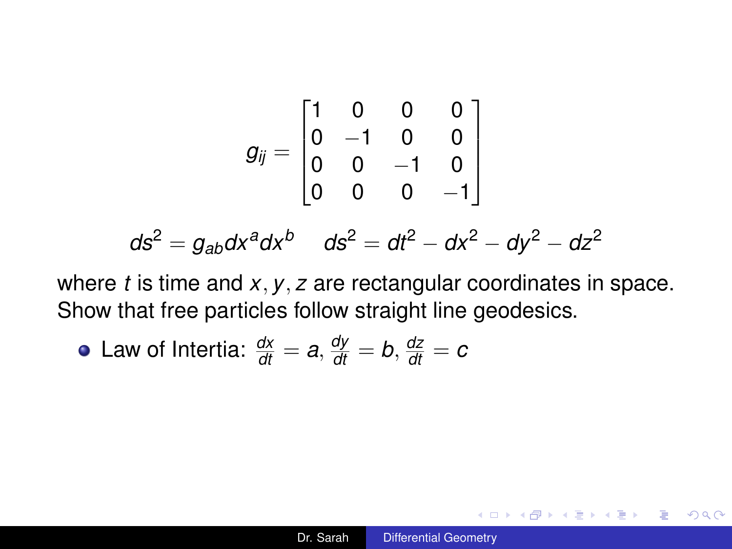$$g_{ij} = \begin{bmatrix} 1 & 0 & 0 & 0 \\ 0 & -1 & 0 & 0 \\ 0 & 0 & -1 & 0 \\ 0 & 0 & 0 & -1 \end{bmatrix}$$

$$ds^2 = g_{ab} dx^a dx^b \quad ds^2 = dt^2 - dx^2 - dy^2 - dz^2$$

where $t$ is time and $x, y, z$ are rectangular coordinates in space. Show that free particles follow straight line geodesics.

- Law of Intertia: $\frac{dx}{dt} = a$, $\frac{dy}{dt} = b$, $\frac{dz}{dt} = c$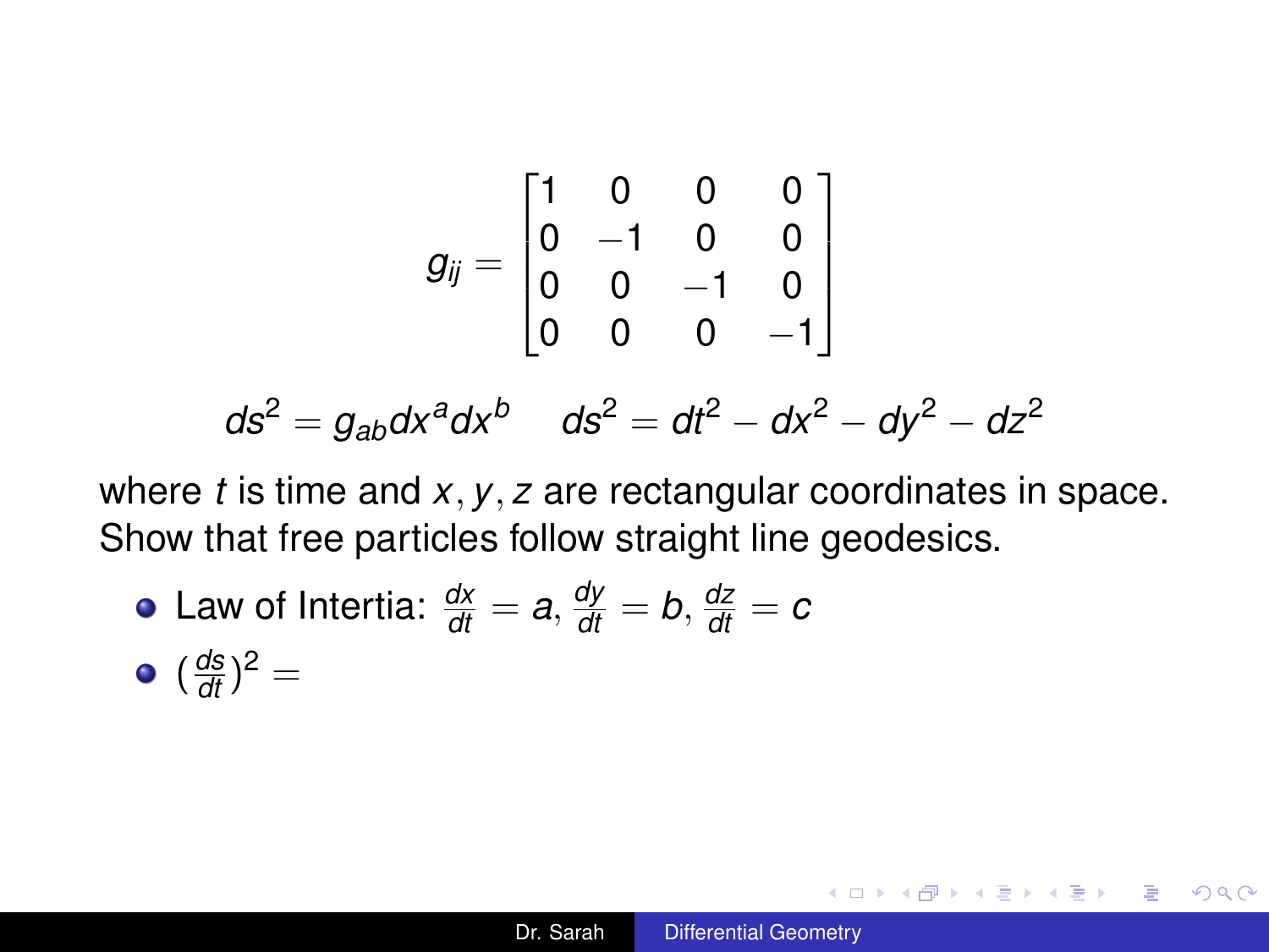$$g_{ij} = \begin{bmatrix} 1 & 0 & 0 & 0 \\ 0 & -1 & 0 & 0 \\ 0 & 0 & -1 & 0 \\ 0 & 0 & 0 & -1 \end{bmatrix}$$

$$ds^2 = g_{ab} dx^a dx^b \quad ds^2 = dt^2 - dx^2 - dy^2 - dz^2$$

where $t$ is time and $x, y, z$ are rectangular coordinates in space. Show that free particles follow straight line geodesics.

- Law of Intertia: $\frac{dx}{dt} = a$, $\frac{dy}{dt} = b$, $\frac{dz}{dt} = c$
- $(\frac{ds}{dt})^2 =$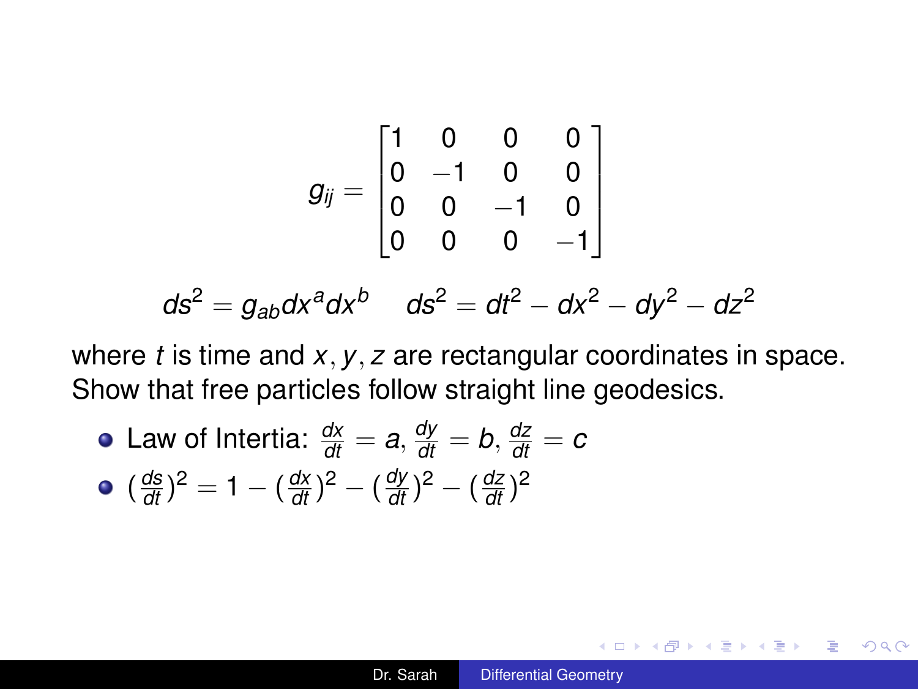$$g_{ij} = \begin{bmatrix} 1 & 0 & 0 & 0 \\ 0 & -1 & 0 & 0 \\ 0 & 0 & -1 & 0 \\ 0 & 0 & 0 & -1 \end{bmatrix}$$

$$ds^2 = g_{ab}dx^a dx^b \quad ds^2 = dt^2 - dx^2 - dy^2 - dz^2$$

where $t$ is time and $x, y, z$ are rectangular coordinates in space. Show that free particles follow straight line geodesics.

- Law of Intertia: $\frac{dx}{dt} = a$, $\frac{dy}{dt} = b$, $\frac{dz}{dt} = c$
- $(\frac{ds}{dt})^2 = 1 - (\frac{dx}{dt})^2 - (\frac{dy}{dt})^2 - (\frac{dz}{dt})^2$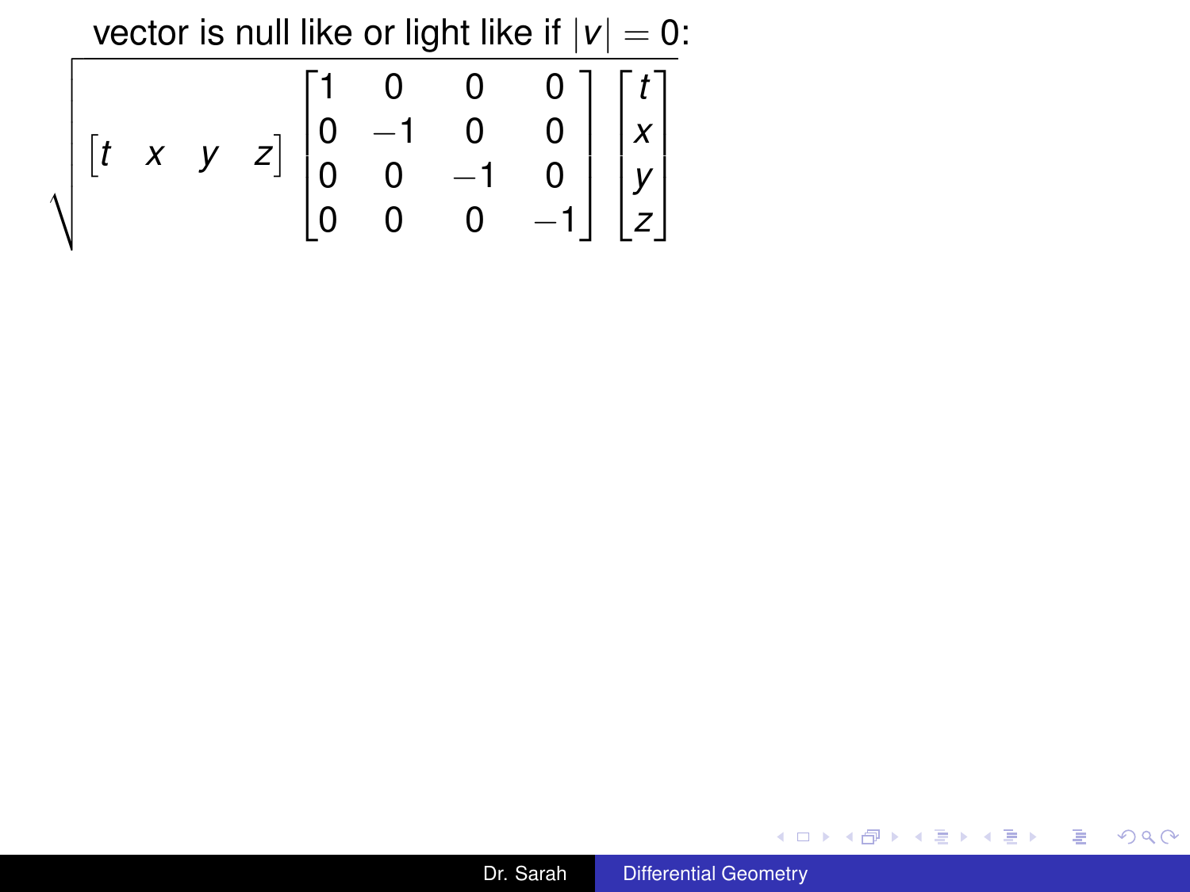vector is null like or light like if $|v| = 0$:

$$\sqrt{\begin{bmatrix} t & x & y & z \end{bmatrix} \begin{bmatrix} 1 & 0 & 0 & 0 \\ 0 & -1 & 0 & 0 \\ 0 & 0 & -1 & 0 \\ 0 & 0 & 0 & -1 \end{bmatrix} \begin{bmatrix} t \\ x \\ y \\ z \end{bmatrix}}$$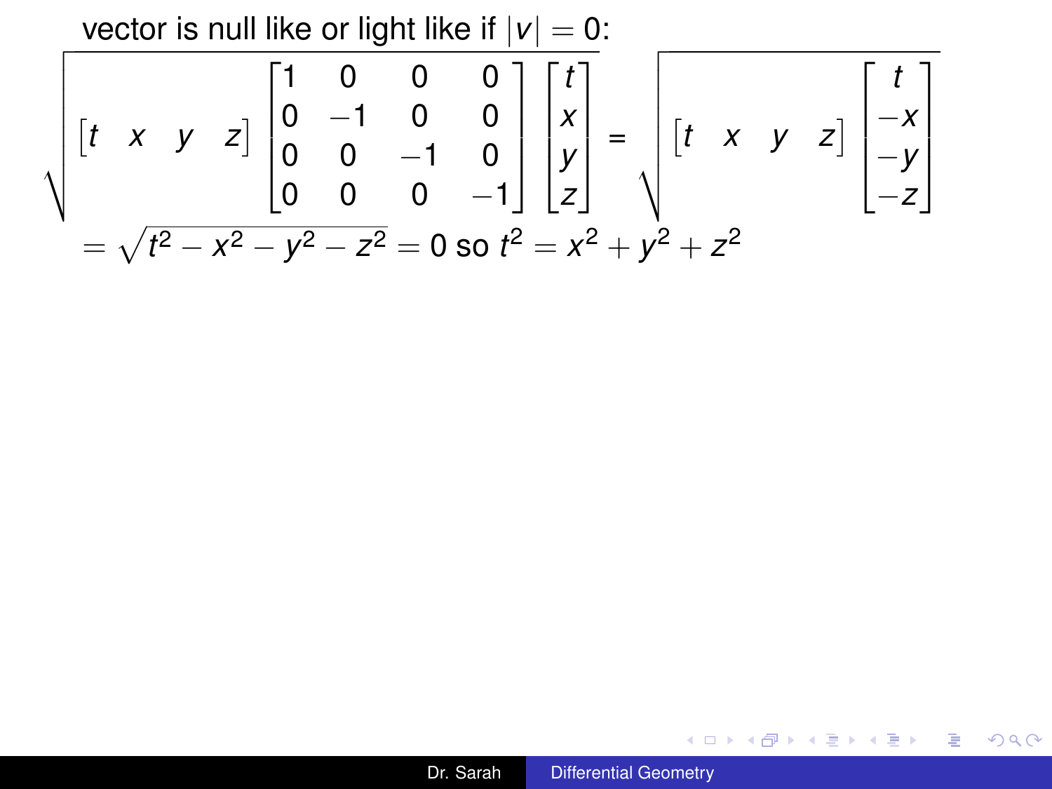vector is null like or light like if $|v| = 0$:

$$\sqrt{\begin{bmatrix} t & x & y & z \end{bmatrix} \begin{bmatrix} 1 & 0 & 0 & 0 \\ 0 & -1 & 0 & 0 \\ 0 & 0 & -1 & 0 \\ 0 & 0 & 0 & -1 \end{bmatrix} \begin{bmatrix} t \\ x \\ y \\ z \end{bmatrix}} = \sqrt{\begin{bmatrix} t & x & y & z \end{bmatrix} \begin{bmatrix} t \\ -x \\ -y \\ -z \end{bmatrix}}$$

$= \sqrt{t^2 - x^2 - y^2 - z^2} = 0$ so $t^2 = x^2 + y^2 + z^2$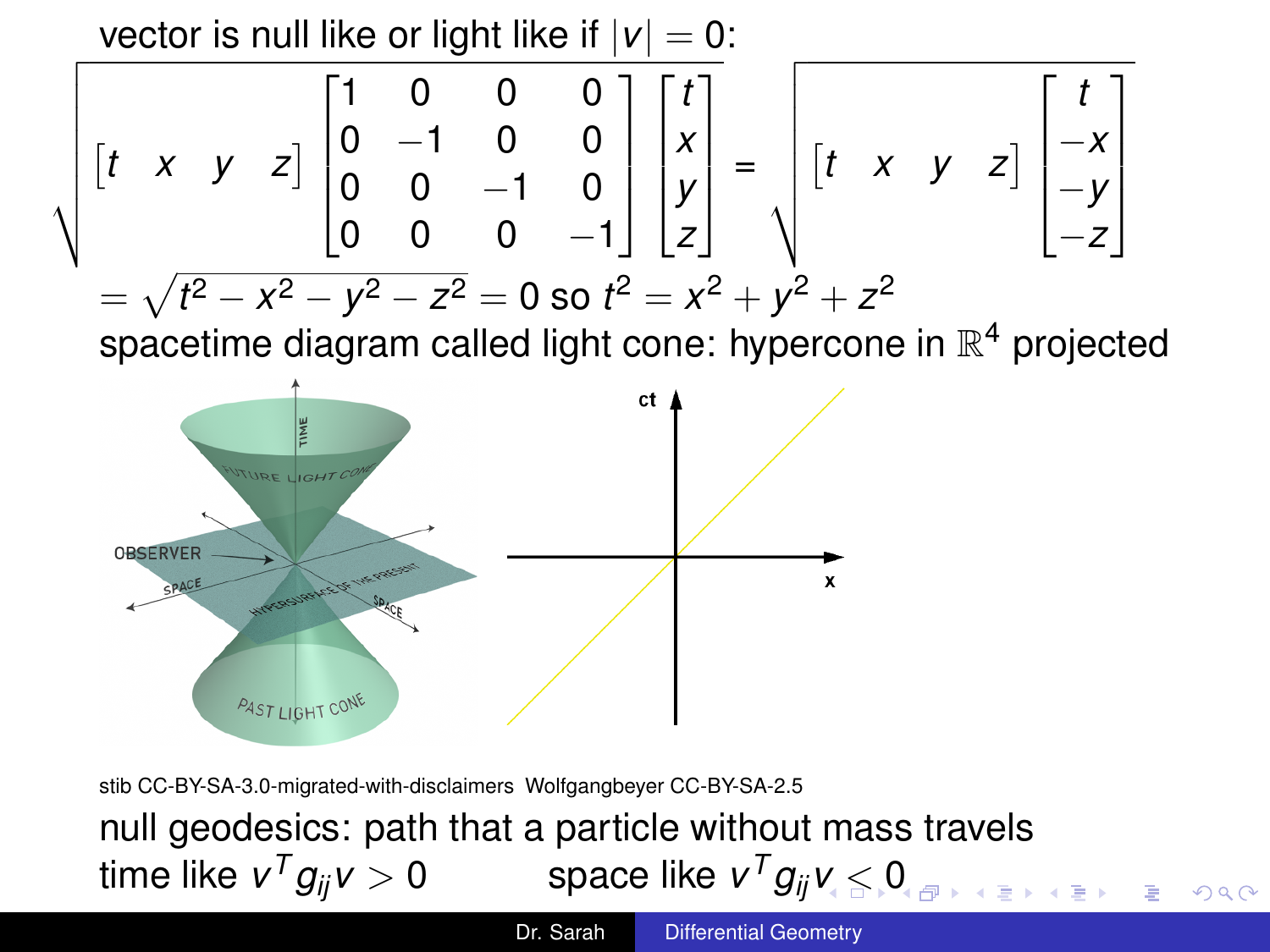vector is null like or light like if $|v| = 0$:

$$\sqrt{\begin{bmatrix} t & x & y & z \end{bmatrix} \begin{bmatrix} 1 & 0 & 0 & 0 \\ 0 & -1 & 0 & 0 \\ 0 & 0 & -1 & 0 \\ 0 & 0 & 0 & -1 \end{bmatrix} \begin{bmatrix} t \\ x \\ y \\ z \end{bmatrix}} = \sqrt{\begin{bmatrix} t & x & y & z \end{bmatrix} \begin{bmatrix} t \\ -x \\ -y \\ -z \end{bmatrix}}$$

$= \sqrt{t^2 - x^2 - y^2 - z^2} = 0$ so $t^2 = x^2 + y^2 + z^2$

spacetime diagram called light cone: hypercone in $\mathbb{R}^4$ projected

stib CC-BY-SA-3.0-migrated-with-disclaimers Wolfgangbeyer CC-BY-SA-2.5

null geodesics: path that a particle without mass travels

time like $v^T g_{ij} v > 0$ space like $v^T g_{ij} v < 0$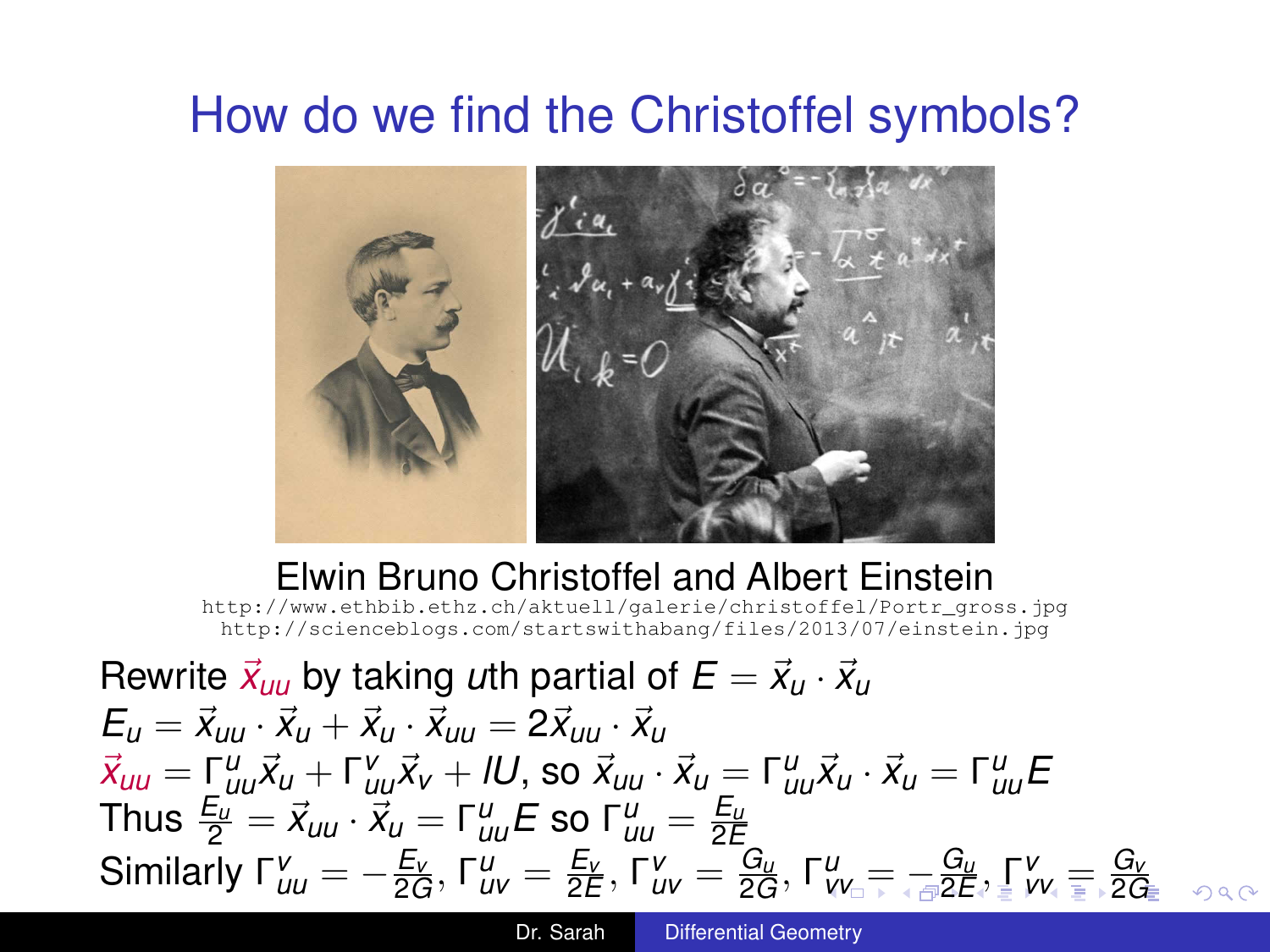# How do we find the Christoffel symbols?

Elwin Bruno Christoffel and Albert Einstein

http://www.ethbib.ethz.ch/aktuell/galerie/christoffel/Portr_gross.jpg
http://scienceblogs.com/startswithabang/files/2013/07/einstein.jpg

Rewrite $\vec{x}_{uu}$ by taking $u$th partial of $E = \vec{x}_u \cdot \vec{x}_u$

$E_u = \vec{x}_{uu} \cdot \vec{x}_u + \vec{x}_u \cdot \vec{x}_{uu} = 2\vec{x}_{uu} \cdot \vec{x}_u$

$\vec{x}_{uu} = \Gamma^u_{uu}\vec{x}_u + \Gamma^v_{uu}\vec{x}_v + lU$, so $\vec{x}_{uu} \cdot \vec{x}_u = \Gamma^u_{uu}\vec{x}_u \cdot \vec{x}_u = \Gamma^u_{uu}E$

Thus $\frac{E_u}{2} = \vec{x}_{uu} \cdot \vec{x}_u = \Gamma^u_{uu}E$ so $\Gamma^u_{uu} = \frac{E_u}{2E}$

Similarly $\Gamma^v_{uu} = -\frac{E_v}{2G}$, $\Gamma^u_{uv} = \frac{E_v}{2E}$, $\Gamma^v_{uv} = \frac{G_u}{2G}$, $\Gamma^u_{vv} = -\frac{G_u}{2E}$, $\Gamma^v_{vv} = \frac{G_v}{2G}$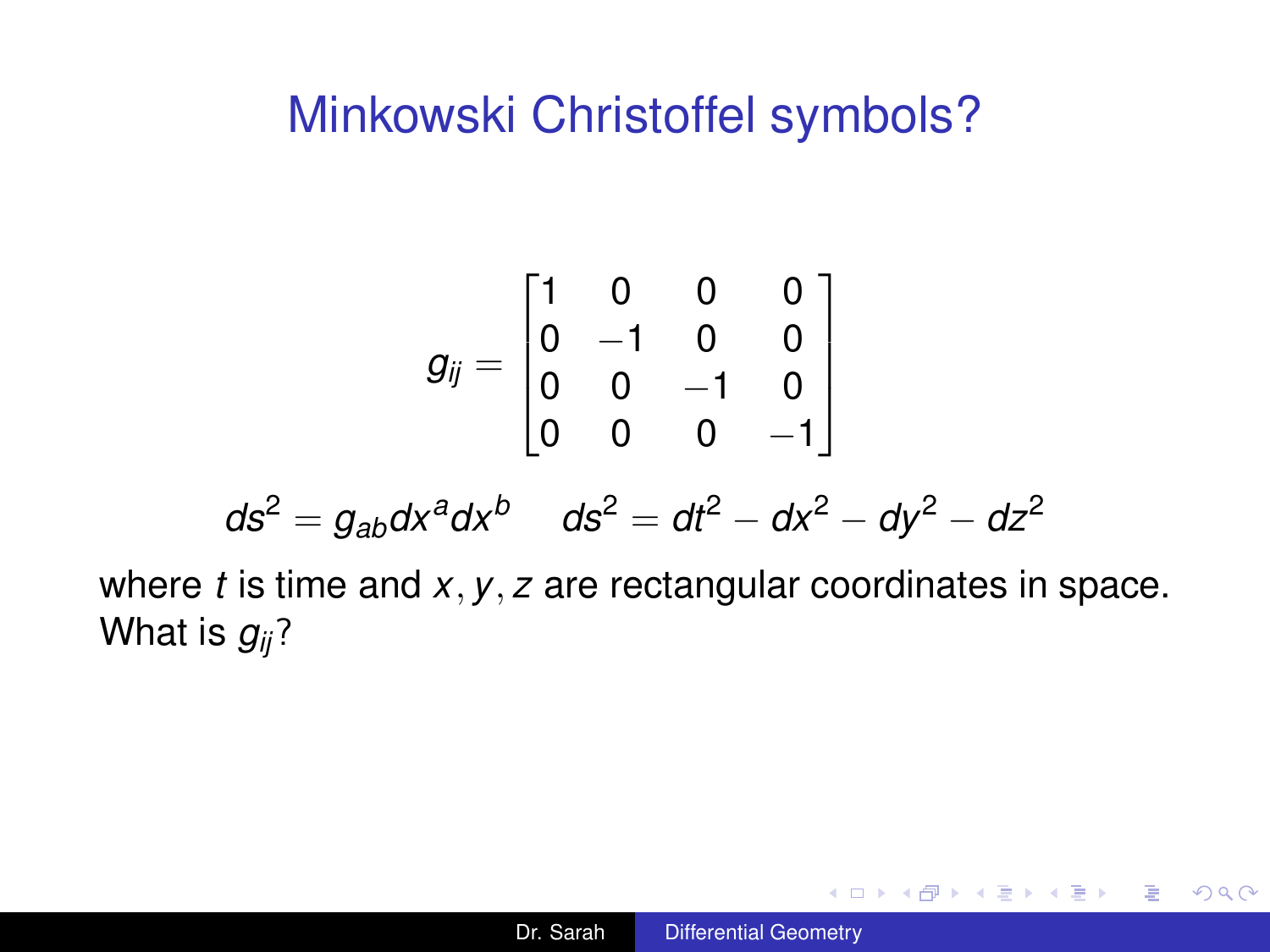# Minkowski Christoffel symbols?

$$g_{ij} = \begin{bmatrix} 1 & 0 & 0 & 0 \\ 0 & -1 & 0 & 0 \\ 0 & 0 & -1 & 0 \\ 0 & 0 & 0 & -1 \end{bmatrix}$$

$$ds^2 = g_{ab} dx^a dx^b \quad ds^2 = dt^2 - dx^2 - dy^2 - dz^2$$

where $t$ is time and $x, y, z$ are rectangular coordinates in space. What is $g_{ij}$?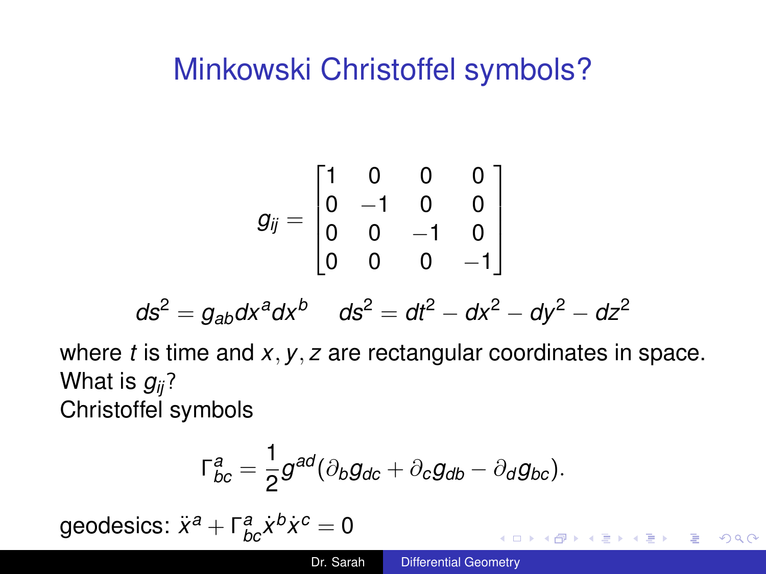# Minkowski Christoffel symbols?

$$g_{ij} = \begin{bmatrix} 1 & 0 & 0 & 0 \\ 0 & -1 & 0 & 0 \\ 0 & 0 & -1 & 0 \\ 0 & 0 & 0 & -1 \end{bmatrix}$$

$$ds^2 = g_{ab}dx^a dx^b \quad ds^2 = dt^2 - dx^2 - dy^2 - dz^2$$

where $t$ is time and $x, y, z$ are rectangular coordinates in space.
What is $g_{ij}$?
Christoffel symbols

$$\Gamma^a_{bc} = \frac{1}{2} g^{ad}(\partial_b g_{dc} + \partial_c g_{db} - \partial_d g_{bc}).$$

geodesics: $\ddot{x}^a + \Gamma^a_{bc}\dot{x}^b\dot{x}^c = 0$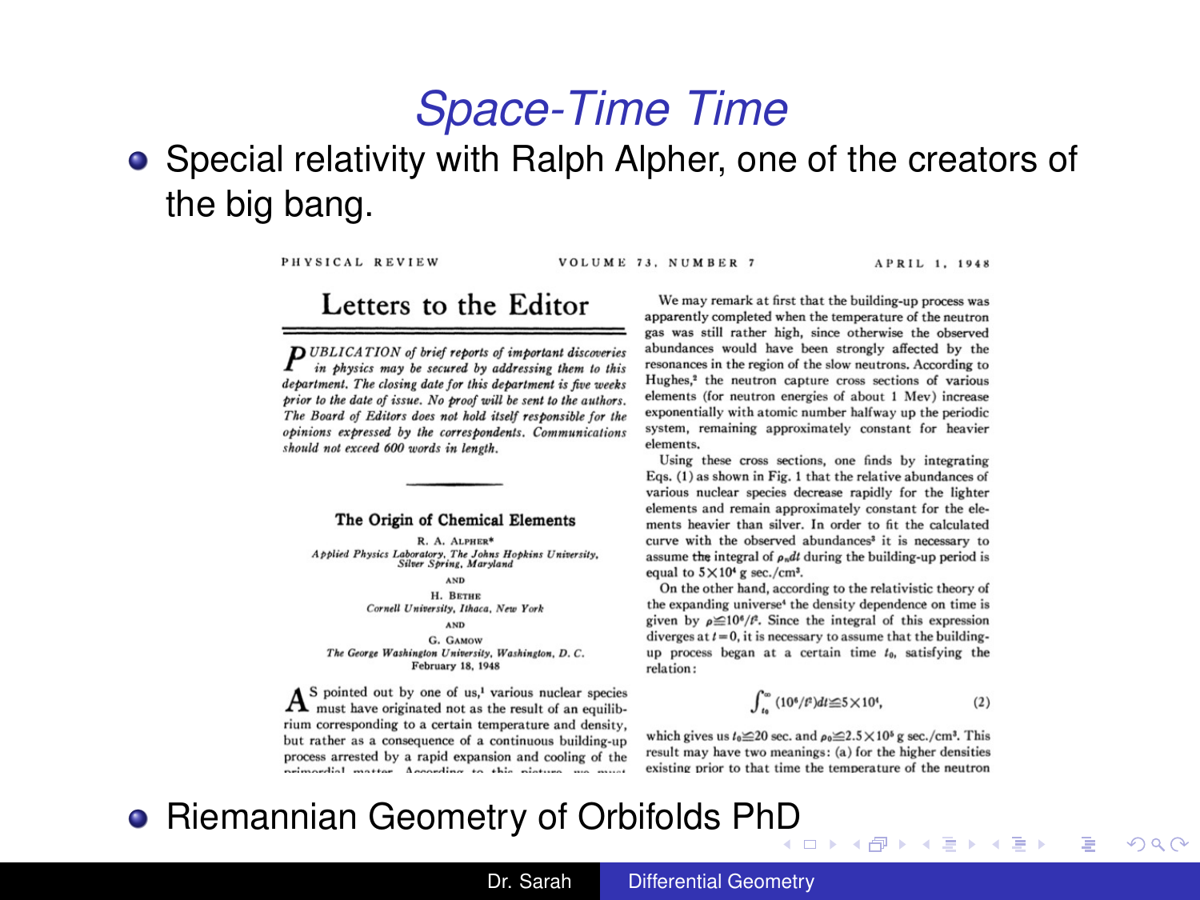# Space-Time Time

- Special relativity with Ralph Alpher, one of the creators of the big bang.

PHYSICAL REVIEW VOLUME 73, NUMBER 7 APRIL 1, 1948

## Letters to the Editor

*PUBLICATION of brief reports of important discoveries in physics may be secured by addressing them to this department. The closing date for this department is five weeks prior to the date of issue. No proof will be sent to the authors. The Board of Editors does not hold itself responsible for the opinions expressed by the correspondents. Communications should not exceed 600 words in length.*

### The Origin of Chemical Elements

R. A. Alpher*
*Applied Physics Laboratory, The Johns Hopkins University, Silver Spring, Maryland*
AND
H. Bethe
*Cornell University, Ithaca, New York*
AND
G. Gamow
*The George Washington University, Washington, D. C.*
February 18, 1948

As pointed out by one of us,[1] various nuclear species must have originated not as the result of an equilibrium corresponding to a certain temperature and density, but rather as a consequence of a continuous building-up process arrested by a rapid expansion and cooling of the primordial matter. According to this picture, we must

We may remark at first that the building-up process was apparently completed when the temperature of the neutron gas was still rather high, since otherwise the observed abundances would have been strongly affected by the resonances in the region of the slow neutrons. According to Hughes,[2] the neutron capture cross sections of various elements (for neutron energies of about 1 Mev) increase exponentially with atomic number halfway up the periodic system, remaining approximately constant for heavier elements.

Using these cross sections, one finds by integrating Eqs. (1) as shown in Fig. 1 that the relative abundances of various nuclear species decrease rapidly for the lighter elements and remain approximately constant for the elements heavier than silver. In order to fit the calculated curve with the observed abundances[3] it is necessary to assume the integral of $\rho_n dt$ during the building-up period is equal to $5\times10^4$ g sec./cm³.

On the other hand, according to the relativistic theory of the expanding universe[4] the density dependence on time is given by $\rho \cong 10^6/t^2$. Since the integral of this expression diverges at $t=0$, it is necessary to assume that the building-up process began at a certain time $t_0$, satisfying the relation:

$$\int_{t_0}^{\infty} (10^6/t^2)dt \cong 5\times10^4, \qquad (2)$$

which gives us $t_0 \cong 20$ sec. and $\rho_0 \cong 2.5\times10^5$ g sec./cm³. This result may have two meanings: (a) for the higher densities existing prior to that time the temperature of the neutron

- Riemannian Geometry of Orbifolds PhD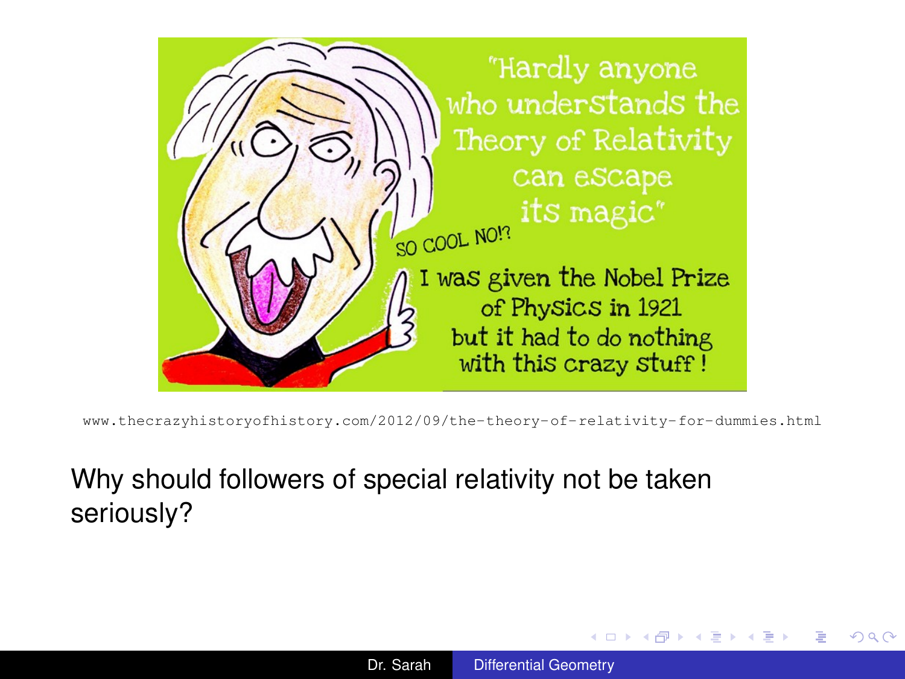"Hardly anyone who understands the Theory of Relativity can escape its magic"

SO COOL NO!?

I was given the Nobel Prize of Physics in 1921 but it had to do nothing with this crazy stuff !

www.thecrazyhistoryofhistory.com/2012/09/the-theory-of-relativity-for-dummies.html

Why should followers of special relativity not be taken seriously?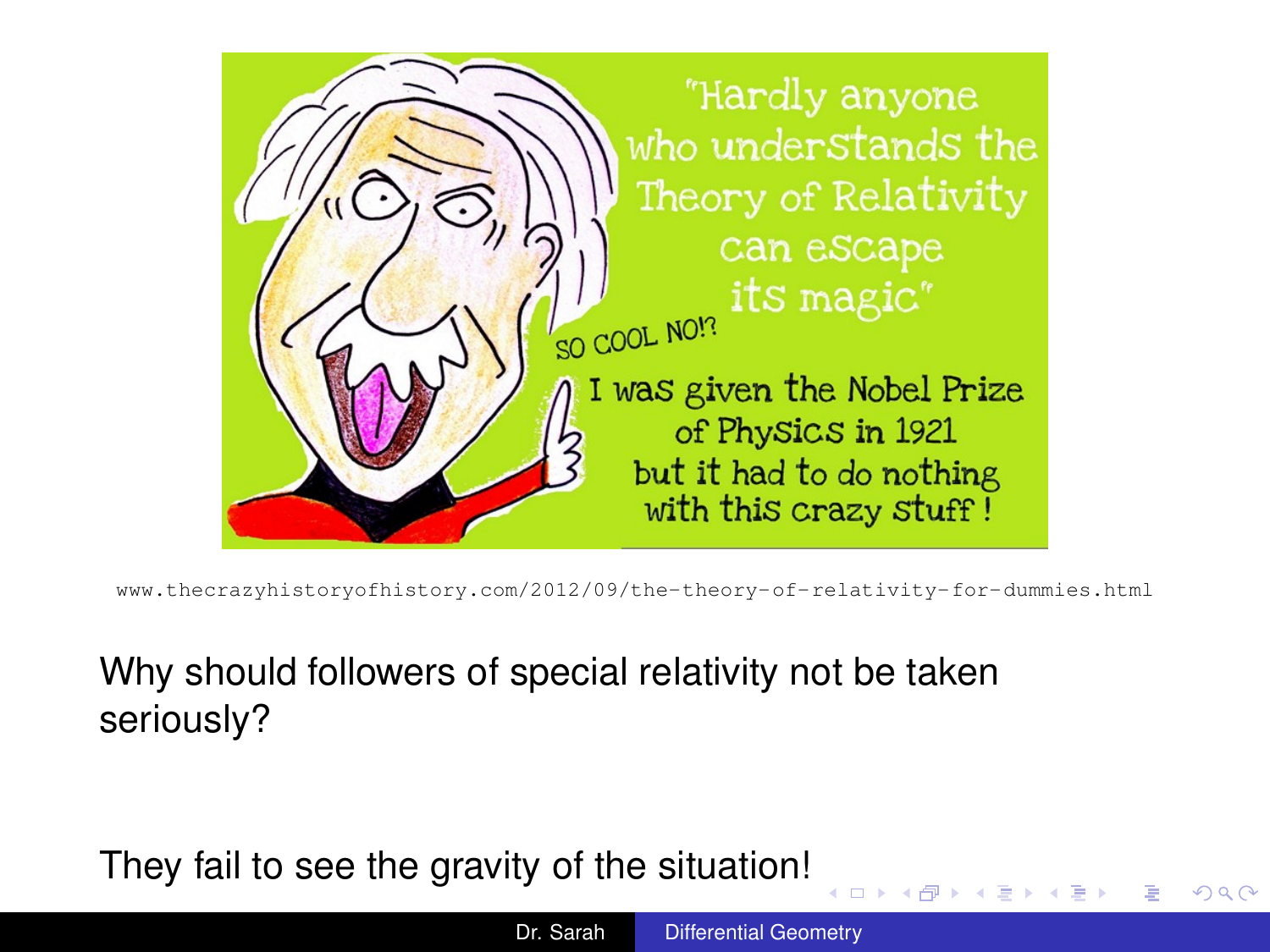"Hardly anyone who understands the Theory of Relativity can escape its magic"

SO COOL NO!?

I was given the Nobel Prize of Physics in 1921 but it had to do nothing with this crazy stuff !

www.thecrazyhistoryofhistory.com/2012/09/the-theory-of-relativity-for-dummies.html

Why should followers of special relativity not be taken seriously?

They fail to see the gravity of the situation!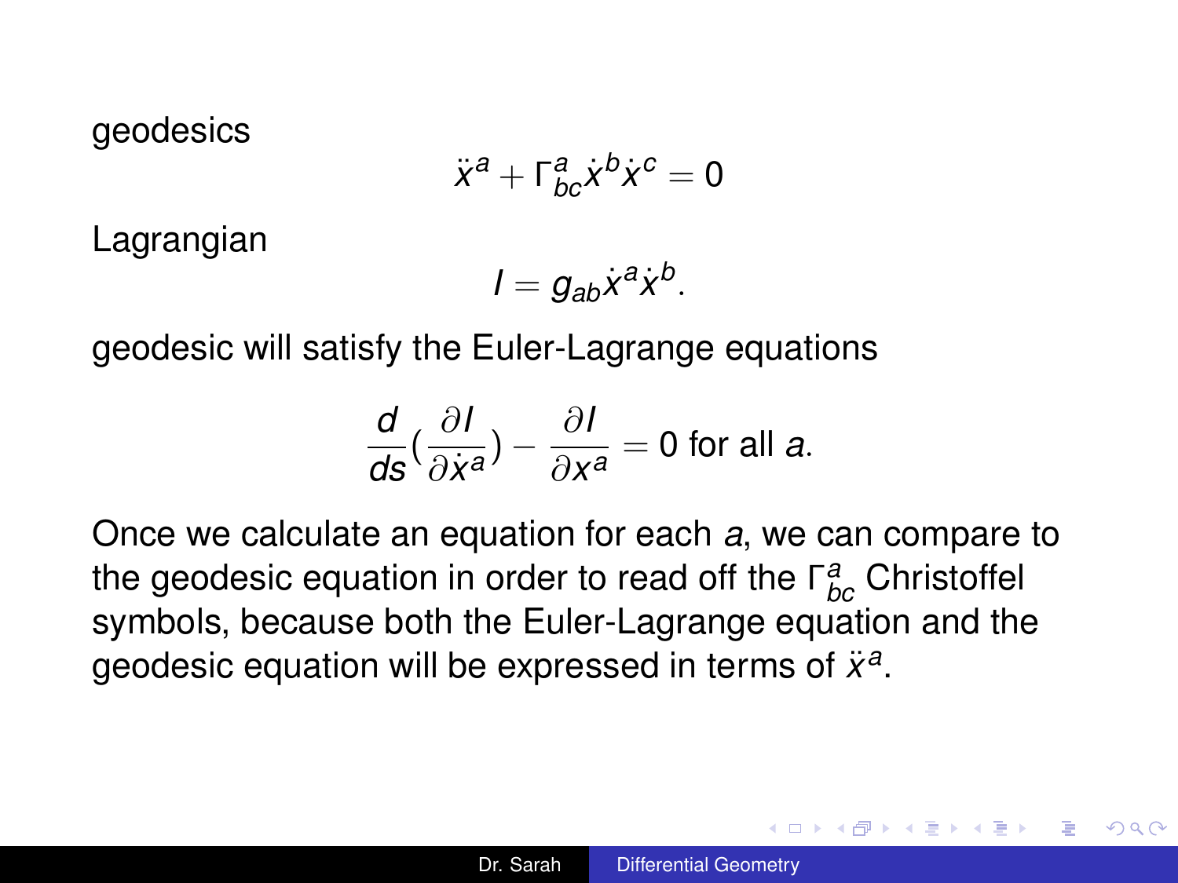geodesics

$$\ddot{x}^a + \Gamma^a_{bc}\dot{x}^b\dot{x}^c = 0$$

Lagrangian

$$I = g_{ab}\dot{x}^a\dot{x}^b.$$

geodesic will satisfy the Euler-Lagrange equations

$$\frac{d}{ds}\left(\frac{\partial I}{\partial \dot{x}^a}\right) - \frac{\partial I}{\partial x^a} = 0 \text{ for all } a.$$

Once we calculate an equation for each $a$, we can compare to the geodesic equation in order to read off the $\Gamma^a_{bc}$ Christoffel symbols, because both the Euler-Lagrange equation and the geodesic equation will be expressed in terms of $\ddot{x}^a$.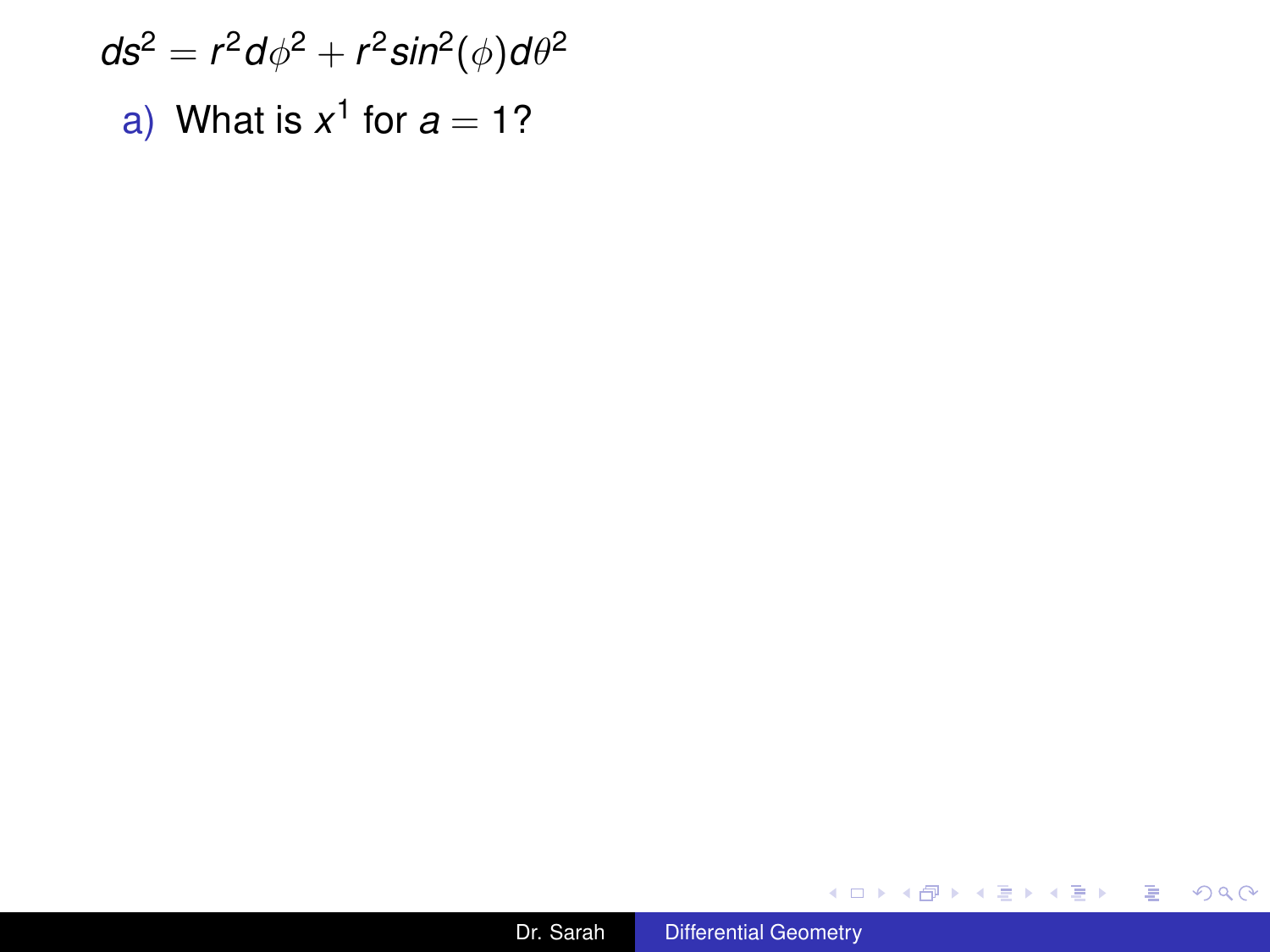$$ds^2 = r^2 d\phi^2 + r^2 sin^2(\phi) d\theta^2$$

a) What is $x^1$ for $a = 1$?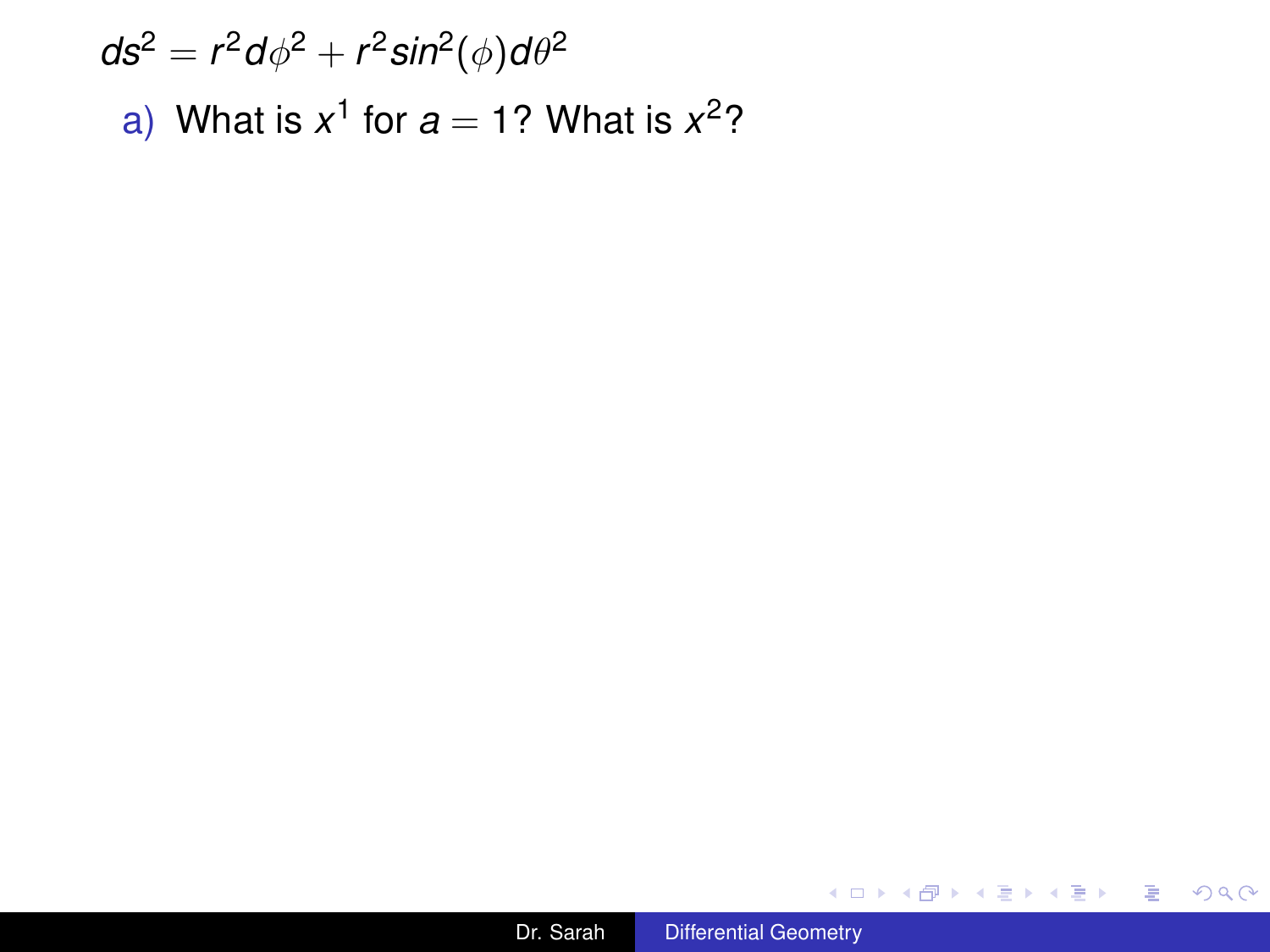$$ds^2 = r^2 d\phi^2 + r^2 sin^2(\phi) d\theta^2$$

a) What is $x^1$ for $a = 1$? What is $x^2$?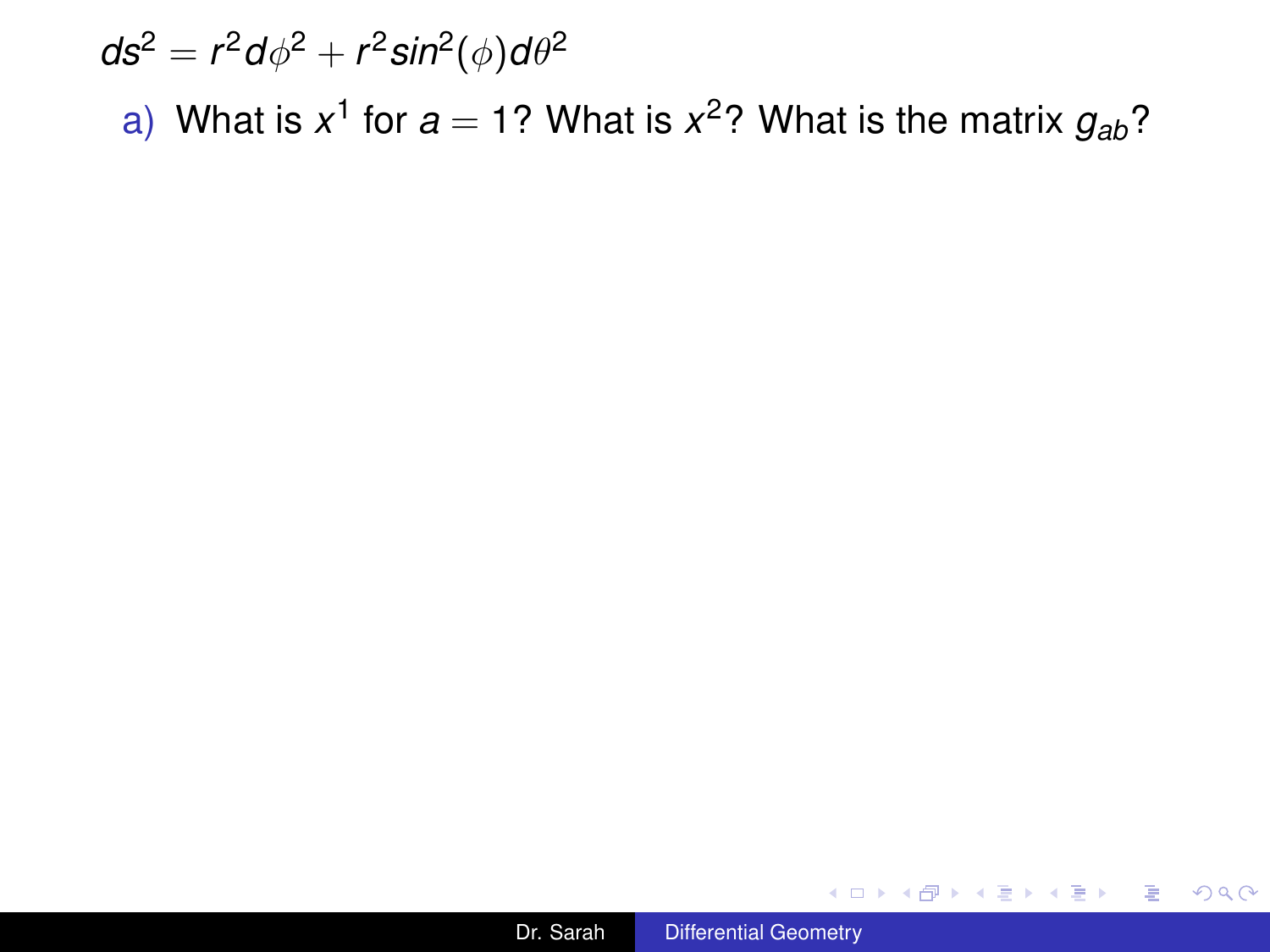$$ds^2 = r^2 d\phi^2 + r^2 sin^2(\phi) d\theta^2$$

a) What is $x^1$ for $a = 1$? What is $x^2$? What is the matrix $g_{ab}$?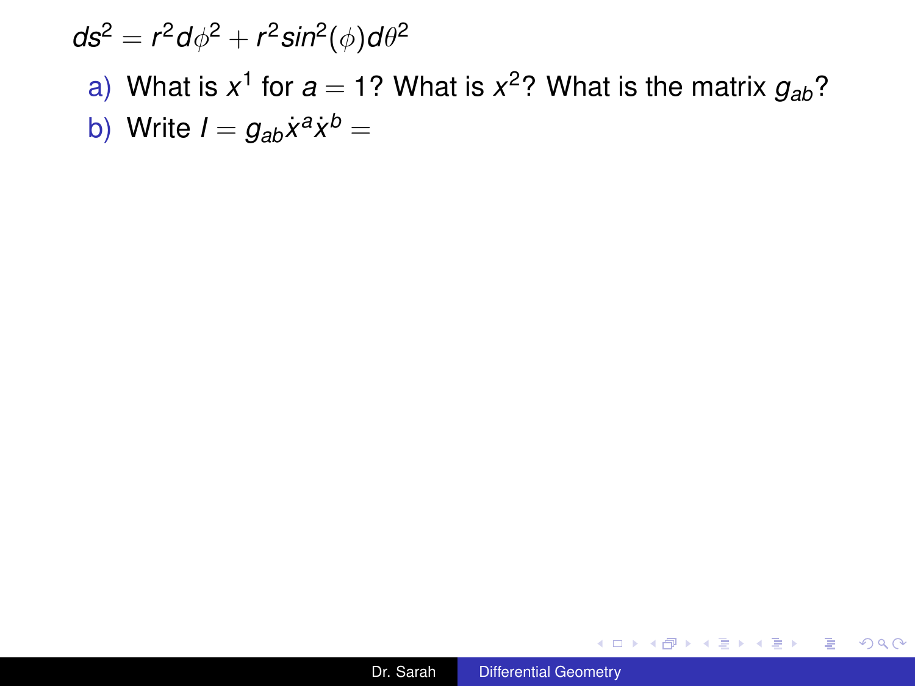$$ds^2 = r^2 d\phi^2 + r^2 sin^2(\phi) d\theta^2$$

a) What is $x^1$ for $a = 1$? What is $x^2$? What is the matrix $g_{ab}$?

b) Write $I = g_{ab}\dot{x}^a\dot{x}^b =$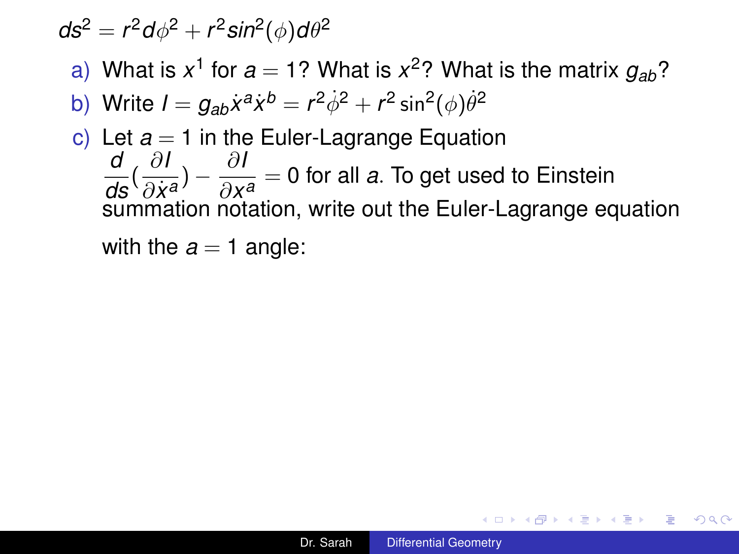$$ds^2 = r^2 d\phi^2 + r^2 sin^2(\phi) d\theta^2$$

a) What is $x^1$ for $a = 1$? What is $x^2$? What is the matrix $g_{ab}$?

b) Write $I = g_{ab}\dot{x}^a\dot{x}^b = r^2\dot{\phi}^2 + r^2\sin^2(\phi)\dot{\theta}^2$

c) Let $a = 1$ in the Euler-Lagrange Equation $\frac{d}{ds}(\frac{\partial I}{\partial \dot{x}^a}) - \frac{\partial I}{\partial x^a} = 0$ for all $a$. To get used to Einstein summation notation, write out the Euler-Lagrange equation with the $a = 1$ angle: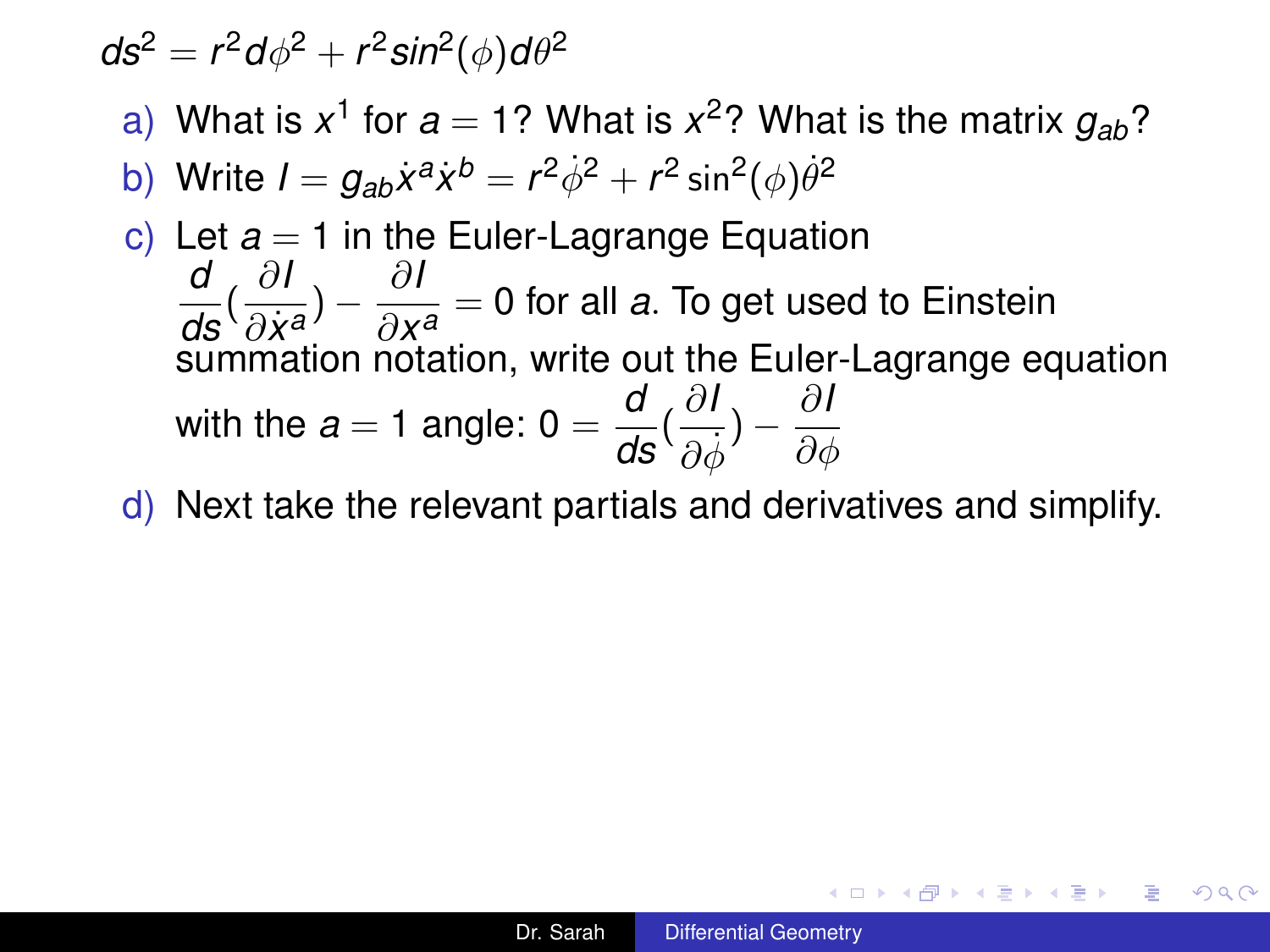$$ds^2 = r^2 d\phi^2 + r^2 sin^2(\phi) d\theta^2$$

a) What is $x^1$ for $a = 1$? What is $x^2$? What is the matrix $g_{ab}$?

b) Write $I = g_{ab}\dot{x}^a\dot{x}^b = r^2\dot{\phi}^2 + r^2\sin^2(\phi)\dot{\theta}^2$

c) Let $a = 1$ in the Euler-Lagrange Equation $\frac{d}{ds}(\frac{\partial I}{\partial \dot{x}^a}) - \frac{\partial I}{\partial x^a} = 0$ for all $a$. To get used to Einstein summation notation, write out the Euler-Lagrange equation with the $a = 1$ angle: $0 = \frac{d}{ds}(\frac{\partial I}{\partial \dot{\phi}}) - \frac{\partial I}{\partial \phi}$

d) Next take the relevant partials and derivatives and simplify.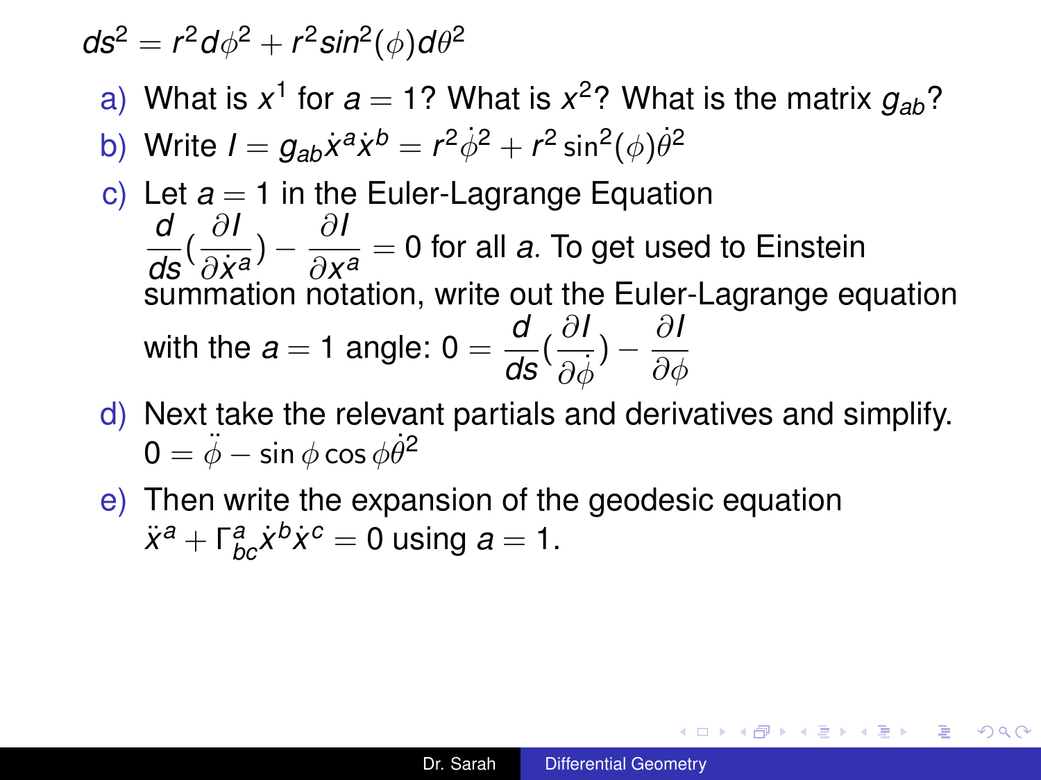$$ds^2 = r^2 d\phi^2 + r^2 sin^2(\phi) d\theta^2$$

a) What is $x^1$ for $a = 1$? What is $x^2$? What is the matrix $g_{ab}$?

b) Write $I = g_{ab}\dot{x}^a\dot{x}^b = r^2\dot{\phi}^2 + r^2\sin^2(\phi)\dot{\theta}^2$

c) Let $a = 1$ in the Euler-Lagrange Equation $\frac{d}{ds}(\frac{\partial I}{\partial \dot{x}^a}) - \frac{\partial I}{\partial x^a} = 0$ for all $a$. To get used to Einstein summation notation, write out the Euler-Lagrange equation with the $a = 1$ angle: $0 = \frac{d}{ds}(\frac{\partial I}{\partial \dot{\phi}}) - \frac{\partial I}{\partial \phi}$

d) Next take the relevant partials and derivatives and simplify. $0 = \ddot{\phi} - \sin\phi\cos\phi\dot{\theta}^2$

e) Then write the expansion of the geodesic equation $\ddot{x}^a + \Gamma^a_{bc}\dot{x}^b\dot{x}^c = 0$ using $a = 1$.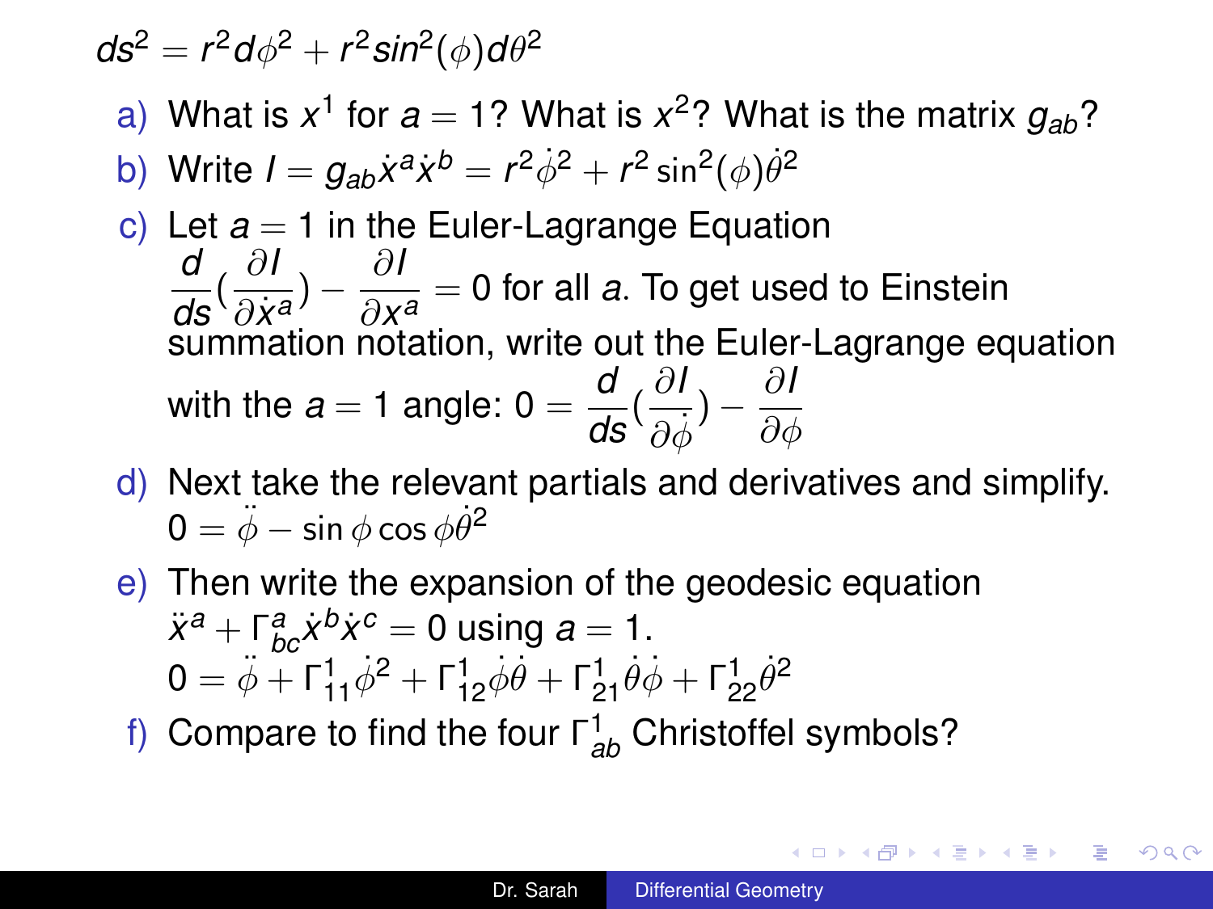$$ds^2 = r^2 d\phi^2 + r^2 sin^2(\phi) d\theta^2$$

a) What is $x^1$ for $a = 1$? What is $x^2$? What is the matrix $g_{ab}$?

b) Write $I = g_{ab}\dot{x}^a\dot{x}^b = r^2\dot{\phi}^2 + r^2\sin^2(\phi)\dot{\theta}^2$

c) Let $a = 1$ in the Euler-Lagrange Equation $\frac{d}{ds}(\frac{\partial I}{\partial \dot{x}^a}) - \frac{\partial I}{\partial x^a} = 0$ for all $a$. To get used to Einstein summation notation, write out the Euler-Lagrange equation with the $a = 1$ angle: $0 = \frac{d}{ds}(\frac{\partial I}{\partial \dot{\phi}}) - \frac{\partial I}{\partial \phi}$

d) Next take the relevant partials and derivatives and simplify. $0 = \ddot{\phi} - \sin\phi\cos\phi\dot{\theta}^2$

e) Then write the expansion of the geodesic equation $\ddot{x}^a + \Gamma^a_{bc}\dot{x}^b\dot{x}^c = 0$ using $a = 1$. $0 = \ddot{\phi} + \Gamma^1_{11}\dot{\phi}^2 + \Gamma^1_{12}\dot{\phi}\dot{\theta} + \Gamma^1_{21}\dot{\theta}\dot{\phi} + \Gamma^1_{22}\dot{\theta}^2$

f) Compare to find the four $\Gamma^1_{ab}$ Christoffel symbols?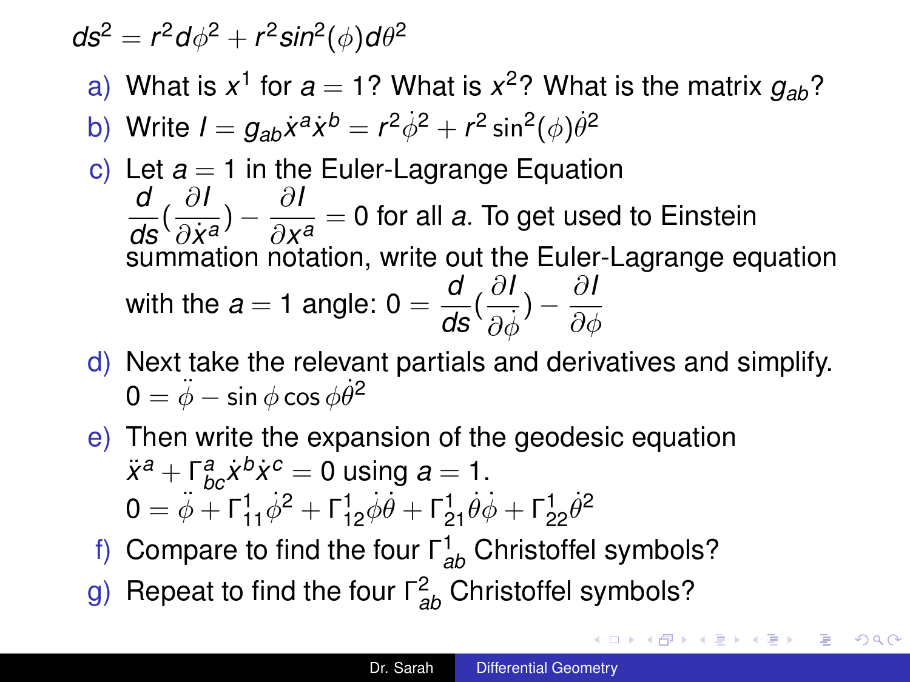$$ds^2 = r^2 d\phi^2 + r^2 sin^2(\phi) d\theta^2$$

a) What is $x^1$ for $a = 1$? What is $x^2$? What is the matrix $g_{ab}$?

b) Write $I = g_{ab}\dot{x}^a\dot{x}^b = r^2\dot{\phi}^2 + r^2\sin^2(\phi)\dot{\theta}^2$

c) Let $a = 1$ in the Euler-Lagrange Equation $\frac{d}{ds}(\frac{\partial I}{\partial \dot{x}^a}) - \frac{\partial I}{\partial x^a} = 0$ for all $a$. To get used to Einstein summation notation, write out the Euler-Lagrange equation with the $a = 1$ angle: $0 = \frac{d}{ds}(\frac{\partial I}{\partial \dot{\phi}}) - \frac{\partial I}{\partial \phi}$

d) Next take the relevant partials and derivatives and simplify. $0 = \ddot{\phi} - \sin\phi\cos\phi\dot{\theta}^2$

e) Then write the expansion of the geodesic equation $\ddot{x}^a + \Gamma^a_{bc}\dot{x}^b\dot{x}^c = 0$ using $a = 1$.
$0 = \ddot{\phi} + \Gamma^1_{11}\dot{\phi}^2 + \Gamma^1_{12}\dot{\phi}\dot{\theta} + \Gamma^1_{21}\dot{\theta}\dot{\phi} + \Gamma^1_{22}\dot{\theta}^2$

f) Compare to find the four $\Gamma^1_{ab}$ Christoffel symbols?

g) Repeat to find the four $\Gamma^2_{ab}$ Christoffel symbols?